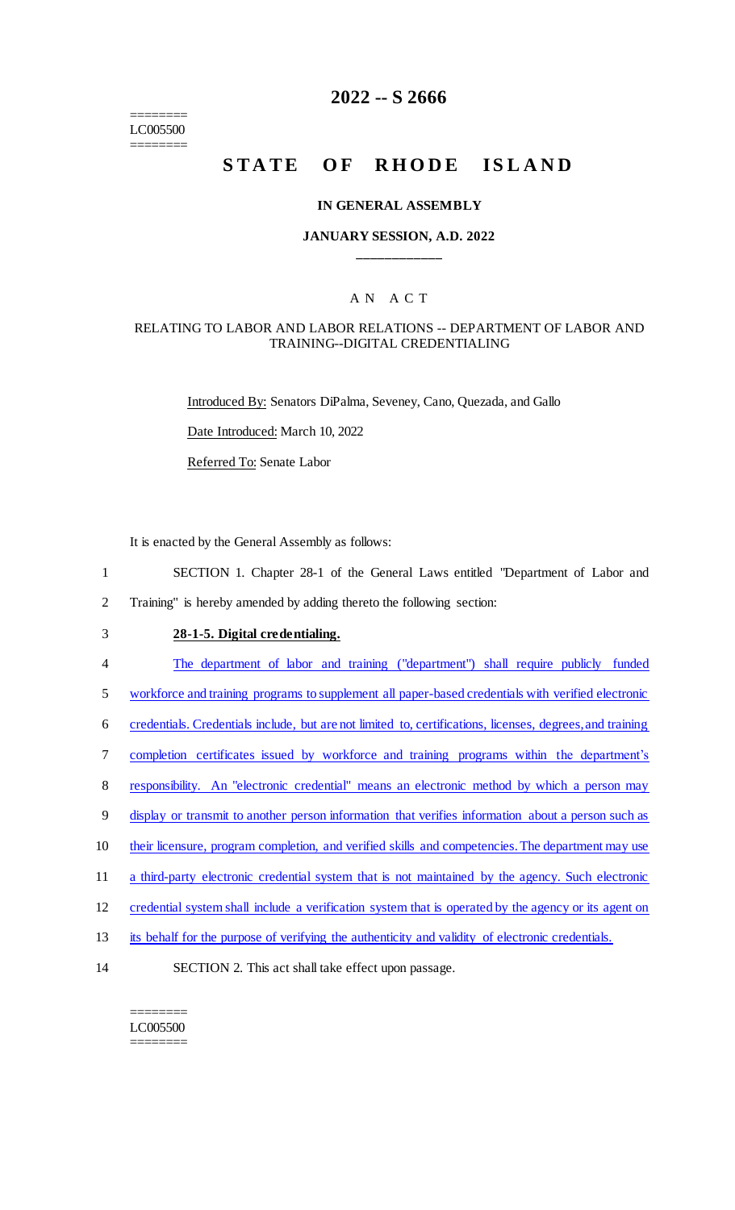========
LC005500
========

# 2022 -- S 2666

# STATE OF RHODE ISLAND

## IN GENERAL ASSEMBLY

### JANUARY SESSION, A.D. 2022

---

## A N A C T

### RELATING TO LABOR AND LABOR RELATIONS -- DEPARTMENT OF LABOR AND TRAINING--DIGITAL CREDENTIALING

Introduced By: Senators DiPalma, Seveney, Cano, Quezada, and Gallo

Date Introduced: March 10, 2022

Referred To: Senate Labor

It is enacted by the General Assembly as follows:

1 SECTION 1. Chapter 28-1 of the General Laws entitled "Department of Labor and
2 Training" is hereby amended by adding thereto the following section:

3 **28-1-5. Digital credentialing.**

4 The department of labor and training ("department") shall require publicly funded
5 workforce and training programs to supplement all paper-based credentials with verified electronic
6 credentials. Credentials include, but are not limited to, certifications, licenses, degrees, and training
7 completion certificates issued by workforce and training programs within the department's
8 responsibility. An "electronic credential" means an electronic method by which a person may
9 display or transmit to another person information that verifies information about a person such as
10 their licensure, program completion, and verified skills and competencies. The department may use
11 a third-party electronic credential system that is not maintained by the agency. Such electronic
12 credential system shall include a verification system that is operated by the agency or its agent on
13 its behalf for the purpose of verifying the authenticity and validity of electronic credentials.

14 SECTION 2. This act shall take effect upon passage.

========
LC005500
========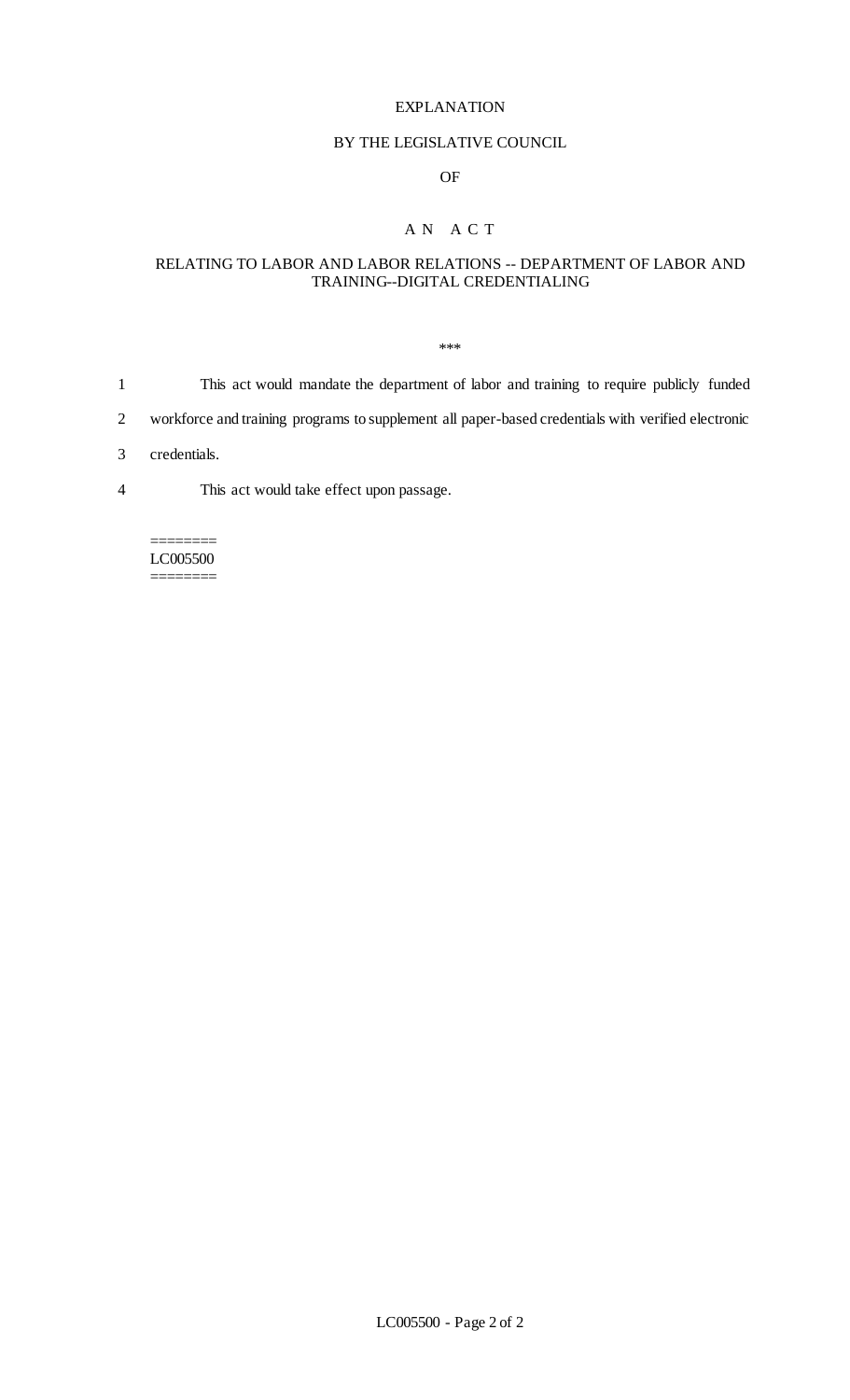EXPLANATION

BY THE LEGISLATIVE COUNCIL

OF

A N A C T

RELATING TO LABOR AND LABOR RELATIONS -- DEPARTMENT OF LABOR AND TRAINING--DIGITAL CREDENTIALING

\*\*\*

This act would mandate the department of labor and training to require publicly funded workforce and training programs to supplement all paper-based credentials with verified electronic credentials.

This act would take effect upon passage.

========
LC005500
========